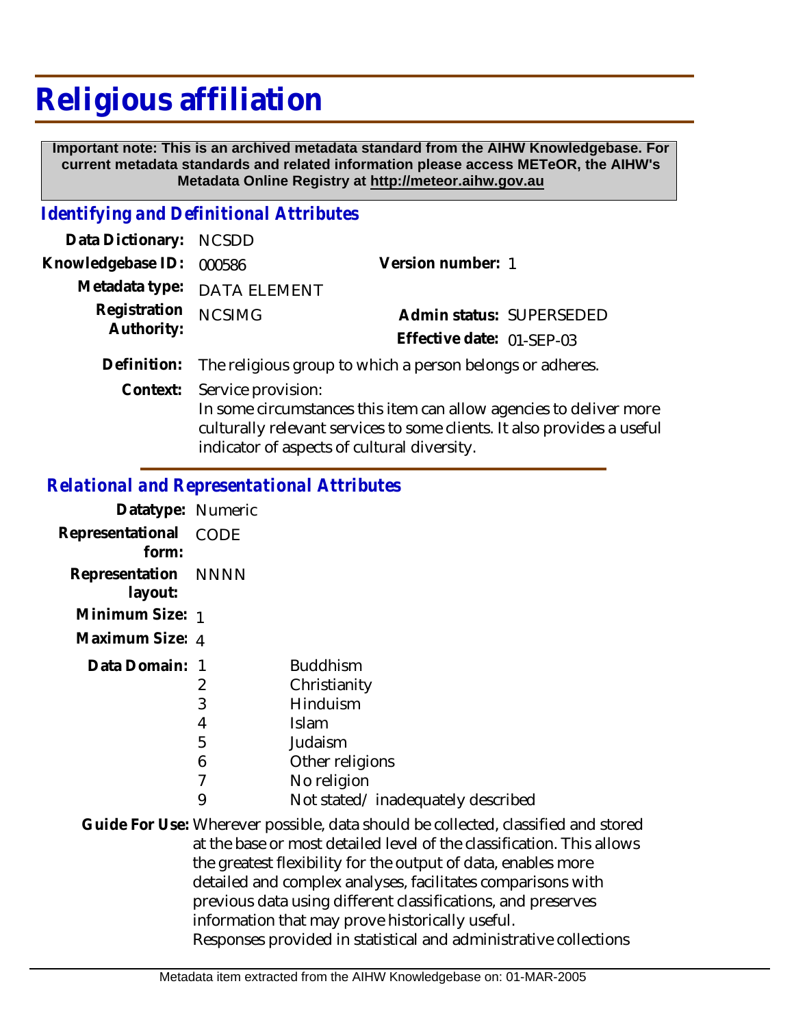# Religious affiliation

**Important note: This is an archived metadata standard from the AIHW Knowledgebase. For current metadata standards and related information please access METeOR, the AIHW's Metadata Online Registry at http://meteor.aihw.gov.au**

## *Identifying and Definitional Attributes*

**Data Dictionary:** NCSDD

**Knowledgebase ID:** 000586

**Version number:** 1

**Metadata type:** DATA ELEMENT

**Registration Authority:** NCSIMG

**Admin status:** SUPERSEDED

**Effective date:** 01-SEP-03

**Definition:** The religious group to which a person belongs or adheres.

**Context:** Service provision:
In some circumstances this item can allow agencies to deliver more culturally relevant services to some clients. It also provides a useful indicator of aspects of cultural diversity.

## *Relational and Representational Attributes*

**Datatype:** Numeric

**Representational form:** CODE

**Representation layout:** NNNN

**Minimum Size:** 1

**Maximum Size:** 4

**Data Domain:**

| Code | Description |
|---|---|
| 1 | Buddhism |
| 2 | Christianity |
| 3 | Hinduism |
| 4 | Islam |
| 5 | Judaism |
| 6 | Other religions |
| 7 | No religion |
| 9 | Not stated/ inadequately described |

**Guide For Use:** Wherever possible, data should be collected, classified and stored at the base or most detailed level of the classification. This allows the greatest flexibility for the output of data, enables more detailed and complex analyses, facilitates comparisons with previous data using different classifications, and preserves information that may prove historically useful.
Responses provided in statistical and administrative collections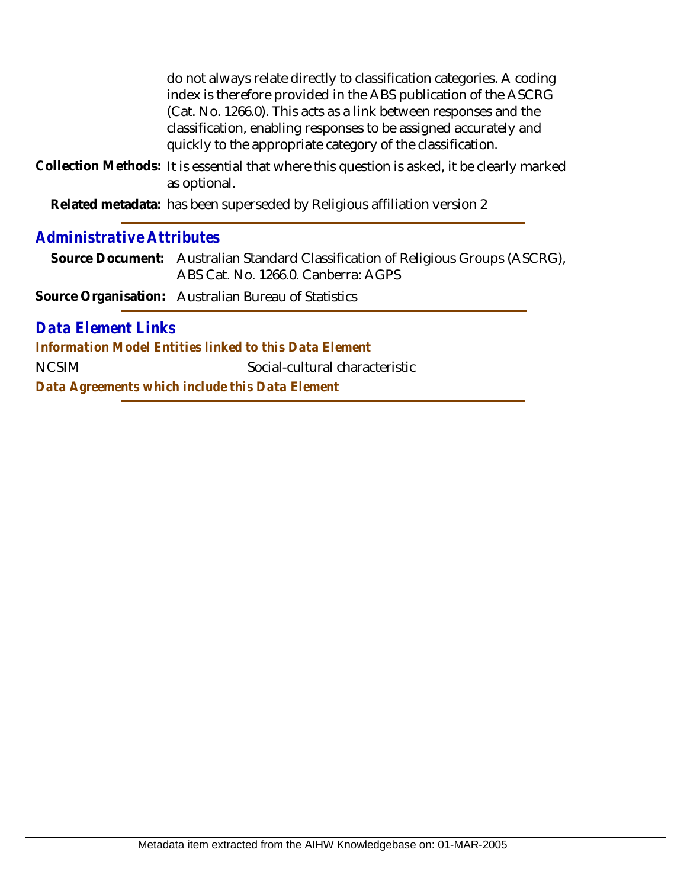do not always relate directly to classification categories. A coding index is therefore provided in the ABS publication of the ASCRG (Cat. No. 1266.0). This acts as a link between responses and the classification, enabling responses to be assigned accurately and quickly to the appropriate category of the classification.

**Collection Methods:** It is essential that where this question is asked, it be clearly marked as optional.

**Related metadata:** has been superseded by Religious affiliation version 2

## Administrative Attributes

**Source Document:** Australian Standard Classification of Religious Groups (ASCRG), ABS Cat. No. 1266.0. Canberra: AGPS

**Source Organisation:** Australian Bureau of Statistics

## Data Element Links

### *Information Model Entities linked to this Data Element*

NCSIM Social-cultural characteristic

### *Data Agreements which include this Data Element*

Metadata item extracted from the AIHW Knowledgebase on: 01-MAR-2005